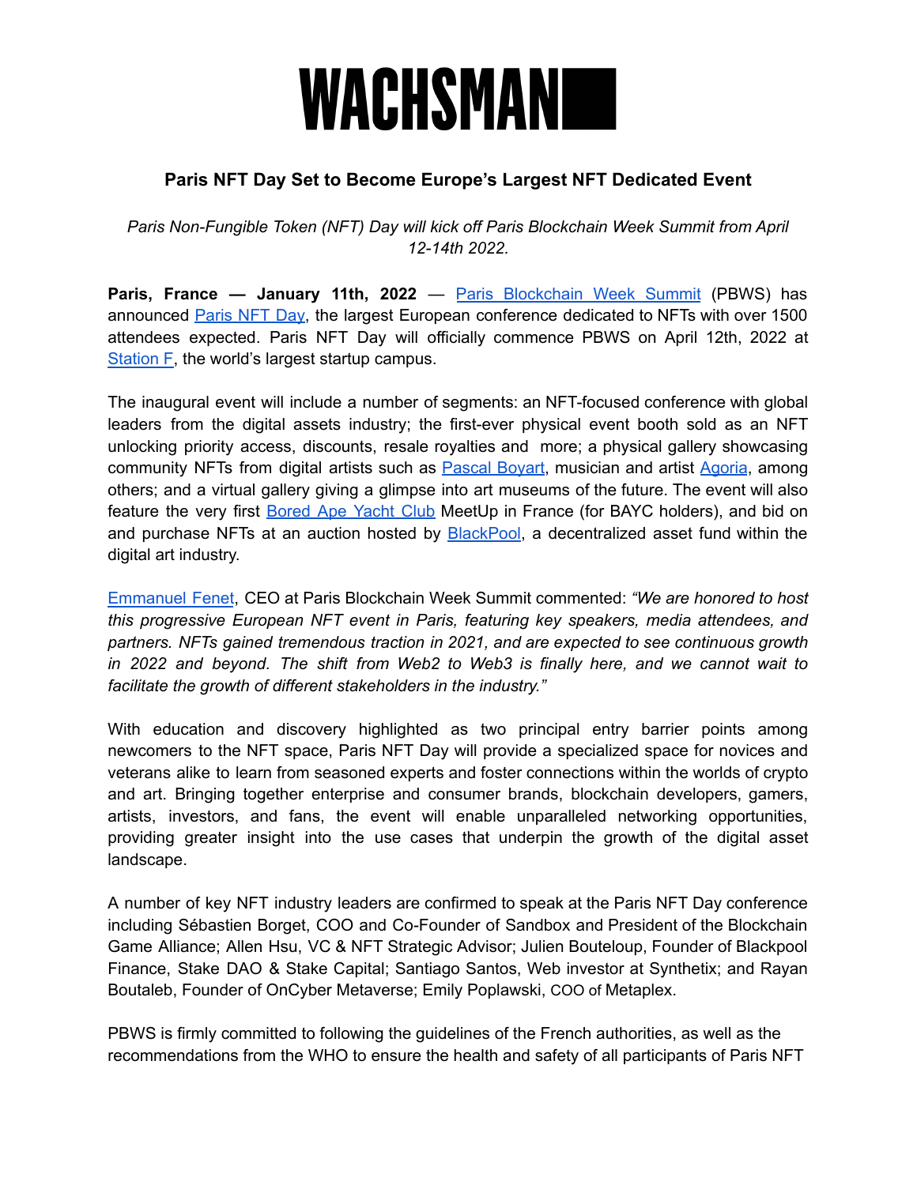# WACHSMAN

## Paris NFT Day Set to Become Europe's Largest NFT Dedicated Event

*Paris Non-Fungible Token (NFT) Day will kick off Paris Blockchain Week Summit from April 12-14th 2022.*

**Paris, France — January 11th, 2022** — Paris Blockchain Week Summit (PBWS) has announced Paris NFT Day, the largest European conference dedicated to NFTs with over 1500 attendees expected. Paris NFT Day will officially commence PBWS on April 12th, 2022 at Station F, the world's largest startup campus.

The inaugural event will include a number of segments: an NFT-focused conference with global leaders from the digital assets industry; the first-ever physical event booth sold as an NFT unlocking priority access, discounts, resale royalties and more; a physical gallery showcasing community NFTs from digital artists such as Pascal Boyart, musician and artist Agoria, among others; and a virtual gallery giving a glimpse into art museums of the future. The event will also feature the very first Bored Ape Yacht Club MeetUp in France (for BAYC holders), and bid on and purchase NFTs at an auction hosted by BlackPool, a decentralized asset fund within the digital art industry.

Emmanuel Fenet, CEO at Paris Blockchain Week Summit commented: *"We are honored to host this progressive European NFT event in Paris, featuring key speakers, media attendees, and partners. NFTs gained tremendous traction in 2021, and are expected to see continuous growth in 2022 and beyond. The shift from Web2 to Web3 is finally here, and we cannot wait to facilitate the growth of different stakeholders in the industry."*

With education and discovery highlighted as two principal entry barrier points among newcomers to the NFT space, Paris NFT Day will provide a specialized space for novices and veterans alike to learn from seasoned experts and foster connections within the worlds of crypto and art. Bringing together enterprise and consumer brands, blockchain developers, gamers, artists, investors, and fans, the event will enable unparalleled networking opportunities, providing greater insight into the use cases that underpin the growth of the digital asset landscape.

A number of key NFT industry leaders are confirmed to speak at the Paris NFT Day conference including Sébastien Borget, COO and Co-Founder of Sandbox and President of the Blockchain Game Alliance; Allen Hsu, VC & NFT Strategic Advisor; Julien Bouteloup, Founder of Blackpool Finance, Stake DAO & Stake Capital; Santiago Santos, Web investor at Synthetix; and Rayan Boutaleb, Founder of OnCyber Metaverse; Emily Poplawski, COO of Metaplex.

PBWS is firmly committed to following the guidelines of the French authorities, as well as the recommendations from the WHO to ensure the health and safety of all participants of Paris NFT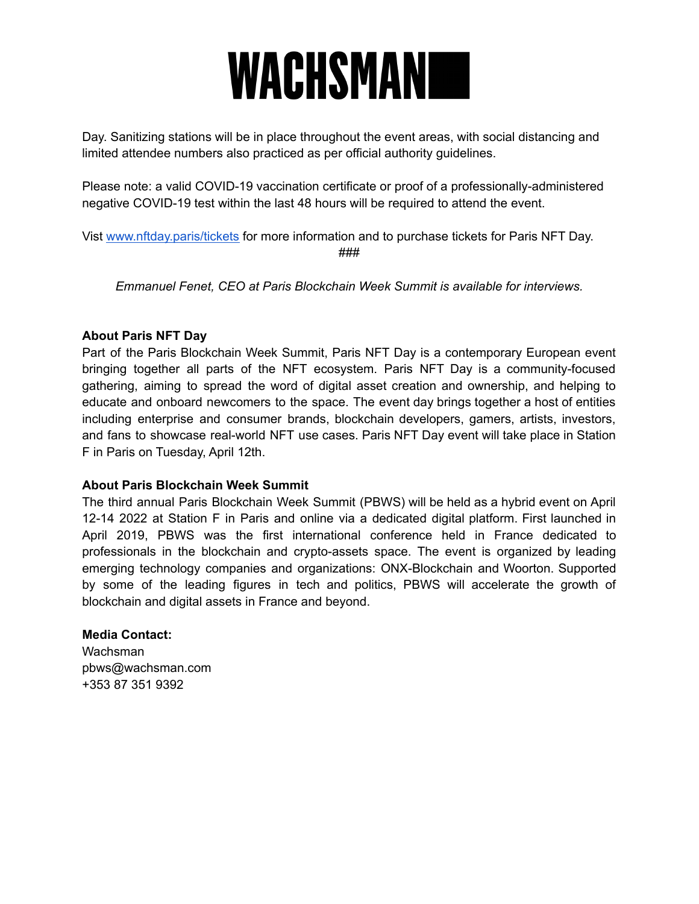Day. Sanitizing stations will be in place throughout the event areas, with social distancing and limited attendee numbers also practiced as per official authority guidelines.

Please note: a valid COVID-19 vaccination certificate or proof of a professionally-administered negative COVID-19 test within the last 48 hours will be required to attend the event.

Vist [www.nftday.paris/tickets](http://www.nftday.paris/tickets) for more information and to purchase tickets for Paris NFT Day.

###

*Emmanuel Fenet, CEO at Paris Blockchain Week Summit is available for interviews.*

**About Paris NFT Day**

Part of the Paris Blockchain Week Summit, Paris NFT Day is a contemporary European event bringing together all parts of the NFT ecosystem. Paris NFT Day is a community-focused gathering, aiming to spread the word of digital asset creation and ownership, and helping to educate and onboard newcomers to the space. The event day brings together a host of entities including enterprise and consumer brands, blockchain developers, gamers, artists, investors, and fans to showcase real-world NFT use cases. Paris NFT Day event will take place in Station F in Paris on Tuesday, April 12th.

**About Paris Blockchain Week Summit**

The third annual Paris Blockchain Week Summit (PBWS) will be held as a hybrid event on April 12-14 2022 at Station F in Paris and online via a dedicated digital platform. First launched in April 2019, PBWS was the first international conference held in France dedicated to professionals in the blockchain and crypto-assets space. The event is organized by leading emerging technology companies and organizations: ONX-Blockchain and Woorton. Supported by some of the leading figures in tech and politics, PBWS will accelerate the growth of blockchain and digital assets in France and beyond.

**Media Contact:**

Wachsman

pbws@wachsman.com

+353 87 351 9392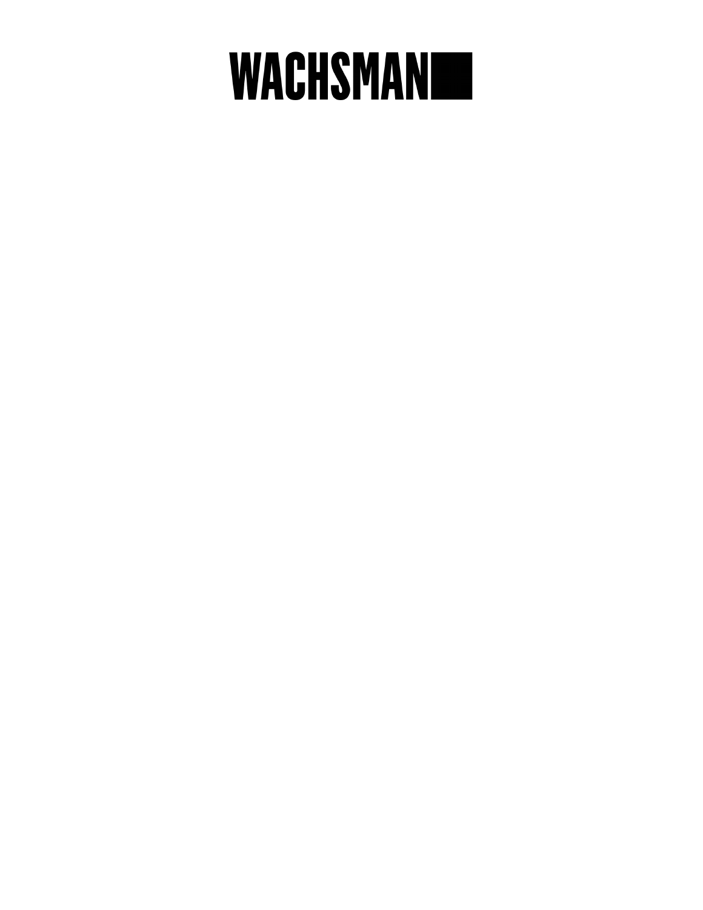WACHSMAN